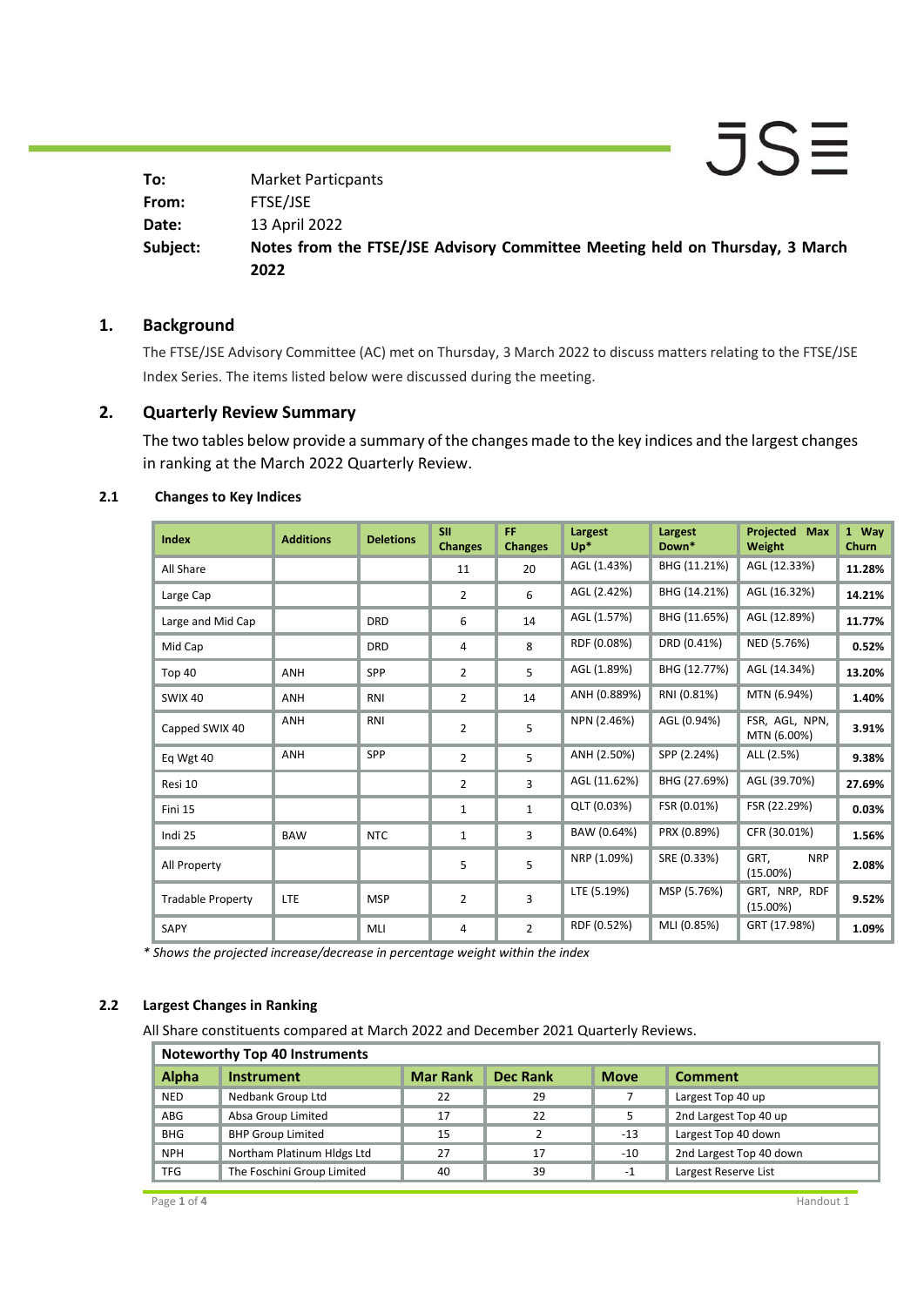| | |
|---|---|
| **To:** | Market Particpants |
| **From:** | FTSE/JSE |
| **Date:** | 13 April 2022 |
| **Subject:** | **Notes from the FTSE/JSE Advisory Committee Meeting held on Thursday, 3 March 2022** |

## 1. Background

The FTSE/JSE Advisory Committee (AC) met on Thursday, 3 March 2022 to discuss matters relating to the FTSE/JSE Index Series. The items listed below were discussed during the meeting.

## 2. Quarterly Review Summary

The two tables below provide a summary of the changes made to the key indices and the largest changes in ranking at the March 2022 Quarterly Review.

### 2.1 Changes to Key Indices

| Index | Additions | Deletions | SII Changes | FF Changes | Largest Up* | Largest Down* | Projected Max Weight | 1 Way Churn |
|---|---|---|---|---|---|---|---|---|
| All Share | | | 11 | 20 | AGL (1.43%) | BHG (11.21%) | AGL (12.33%) | **11.28%** |
| Large Cap | | | 2 | 6 | AGL (2.42%) | BHG (14.21%) | AGL (16.32%) | **14.21%** |
| Large and Mid Cap | | DRD | 6 | 14 | AGL (1.57%) | BHG (11.65%) | AGL (12.89%) | **11.77%** |
| Mid Cap | | DRD | 4 | 8 | RDF (0.08%) | DRD (0.41%) | NED (5.76%) | **0.52%** |
| Top 40 | ANH | SPP | 2 | 5 | AGL (1.89%) | BHG (12.77%) | AGL (14.34%) | **13.20%** |
| SWIX 40 | ANH | RNI | 2 | 14 | ANH (0.889%) | RNI (0.81%) | MTN (6.94%) | **1.40%** |
| Capped SWIX 40 | ANH | RNI | 2 | 5 | NPN (2.46%) | AGL (0.94%) | FSR, AGL, NPN, MTN (6.00%) | **3.91%** |
| Eq Wgt 40 | ANH | SPP | 2 | 5 | ANH (2.50%) | SPP (2.24%) | ALL (2.5%) | **9.38%** |
| Resi 10 | | | 2 | 3 | AGL (11.62%) | BHG (27.69%) | AGL (39.70%) | **27.69%** |
| Fini 15 | | | 1 | 1 | QLT (0.03%) | FSR (0.01%) | FSR (22.29%) | **0.03%** |
| Indi 25 | BAW | NTC | 1 | 3 | BAW (0.64%) | PRX (0.89%) | CFR (30.01%) | **1.56%** |
| All Property | | | 5 | 5 | NRP (1.09%) | SRE (0.33%) | GRT, NRP (15.00%) | **2.08%** |
| Tradable Property | LTE | MSP | 2 | 3 | LTE (5.19%) | MSP (5.76%) | GRT, NRP, RDF (15.00%) | **9.52%** |
| SAPY | | MLI | 4 | 2 | RDF (0.52%) | MLI (0.85%) | GRT (17.98%) | **1.09%** |

*\* Shows the projected increase/decrease in percentage weight within the index*

### 2.2 Largest Changes in Ranking

All Share constituents compared at March 2022 and December 2021 Quarterly Reviews.

| **Noteworthy Top 40 Instruments** | | | | | |
|---|---|---|---|---|---|
| **Alpha** | **Instrument** | **Mar Rank** | **Dec Rank** | **Move** | **Comment** |
| NED | Nedbank Group Ltd | 22 | 29 | 7 | Largest Top 40 up |
| ABG | Absa Group Limited | 17 | 22 | 5 | 2nd Largest Top 40 up |
| BHG | BHP Group Limited | 15 | 2 | -13 | Largest Top 40 down |
| NPH | Northam Platinum Hldgs Ltd | 27 | 17 | -10 | 2nd Largest Top 40 down |
| TFG | The Foschini Group Limited | 40 | 39 | -1 | Largest Reserve List |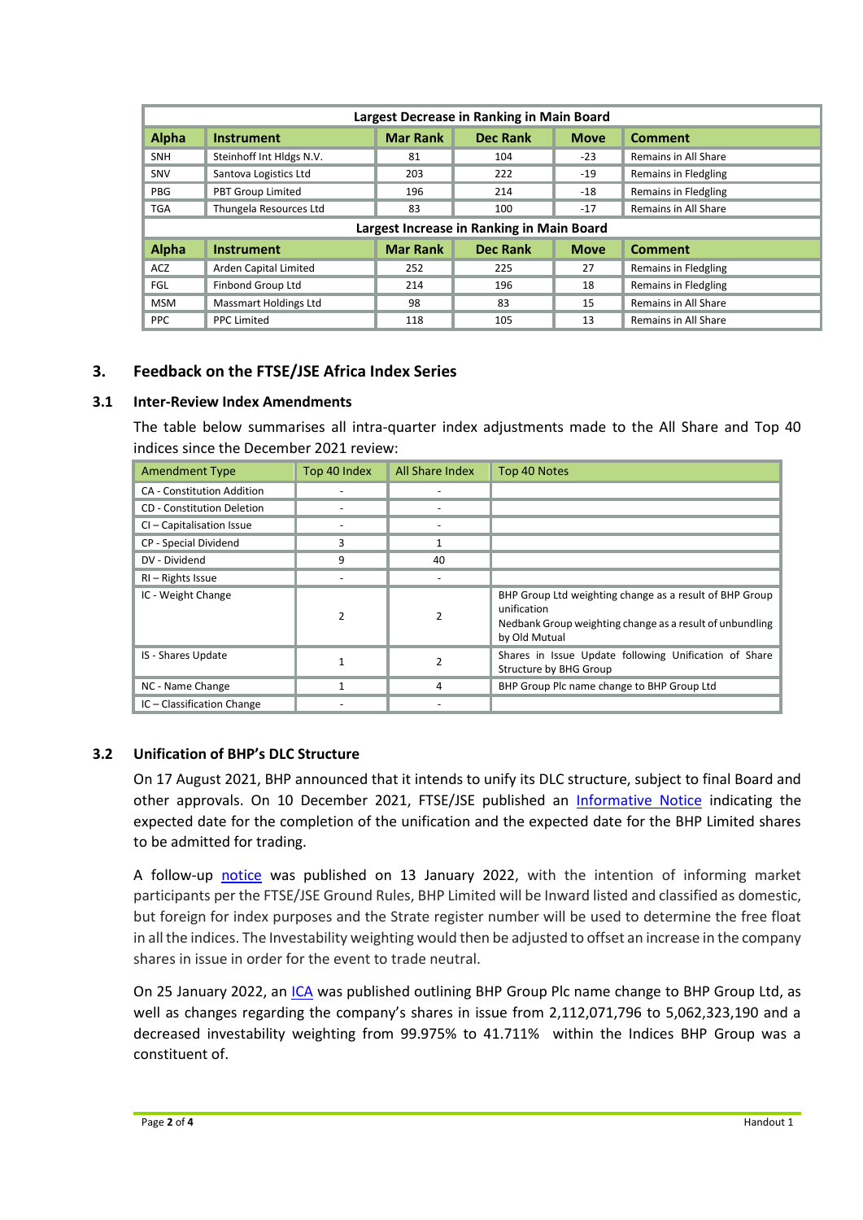| Largest Decrease in Ranking in Main Board | | | | | |
|---|---|---|---|---|---|
| **Alpha** | **Instrument** | **Mar Rank** | **Dec Rank** | **Move** | **Comment** |
| SNH | Steinhoff Int Hldgs N.V. | 81 | 104 | -23 | Remains in All Share |
| SNV | Santova Logistics Ltd | 203 | 222 | -19 | Remains in Fledgling |
| PBG | PBT Group Limited | 196 | 214 | -18 | Remains in Fledgling |
| TGA | Thungela Resources Ltd | 83 | 100 | -17 | Remains in All Share |
| **Largest Increase in Ranking in Main Board** | | | | | |
| **Alpha** | **Instrument** | **Mar Rank** | **Dec Rank** | **Move** | **Comment** |
| ACZ | Arden Capital Limited | 252 | 225 | 27 | Remains in Fledgling |
| FGL | Finbond Group Ltd | 214 | 196 | 18 | Remains in Fledgling |
| MSM | Massmart Holdings Ltd | 98 | 83 | 15 | Remains in All Share |
| PPC | PPC Limited | 118 | 105 | 13 | Remains in All Share |

## 3. Feedback on the FTSE/JSE Africa Index Series

### 3.1 Inter-Review Index Amendments

The table below summarises all intra-quarter index adjustments made to the All Share and Top 40 indices since the December 2021 review:

| Amendment Type | Top 40 Index | All Share Index | Top 40 Notes |
|---|---|---|---|
| CA - Constitution Addition | - | - | |
| CD - Constitution Deletion | - | - | |
| CI – Capitalisation Issue | - | - | |
| CP - Special Dividend | 3 | 1 | |
| DV - Dividend | 9 | 40 | |
| RI – Rights Issue | - | - | |
| IC - Weight Change | 2 | 2 | BHP Group Ltd weighting change as a result of BHP Group unification<br>Nedbank Group weighting change as a result of unbundling by Old Mutual |
| IS - Shares Update | 1 | 2 | Shares in Issue Update following Unification of Share Structure by BHG Group |
| NC - Name Change | 1 | 4 | BHP Group Plc name change to BHP Group Ltd |
| IC – Classification Change | - | - | |

### 3.2 Unification of BHP's DLC Structure

On 17 August 2021, BHP announced that it intends to unify its DLC structure, subject to final Board and other approvals. On 10 December 2021, FTSE/JSE published an Informative Notice indicating the expected date for the completion of the unification and the expected date for the BHP Limited shares to be admitted for trading.

A follow-up notice was published on 13 January 2022, with the intention of informing market participants per the FTSE/JSE Ground Rules, BHP Limited will be Inward listed and classified as domestic, but foreign for index purposes and the Strate register number will be used to determine the free float in all the indices. The Investability weighting would then be adjusted to offset an increase in the company shares in issue in order for the event to trade neutral.

On 25 January 2022, an ICA was published outlining BHP Group Plc name change to BHP Group Ltd, as well as changes regarding the company's shares in issue from 2,112,071,796 to 5,062,323,190 and a decreased investability weighting from 99.975% to 41.711% within the Indices BHP Group was a constituent of.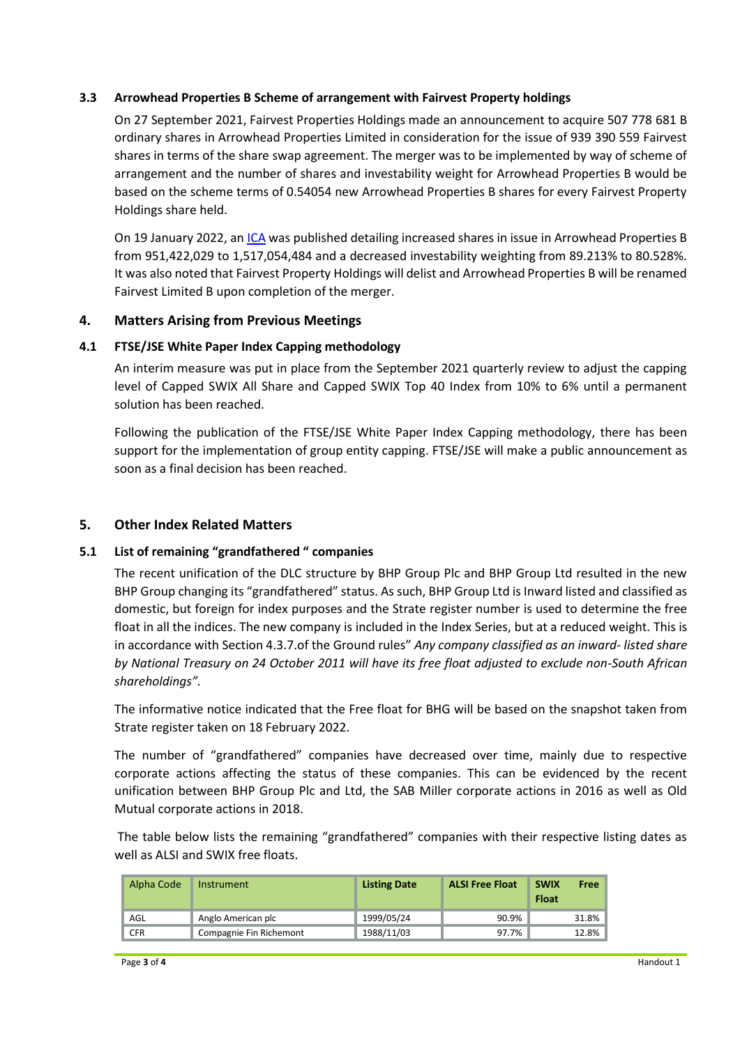### 3.3 Arrowhead Properties B Scheme of arrangement with Fairvest Property holdings

On 27 September 2021, Fairvest Properties Holdings made an announcement to acquire 507 778 681 B ordinary shares in Arrowhead Properties Limited in consideration for the issue of 939 390 559 Fairvest shares in terms of the share swap agreement. The merger was to be implemented by way of scheme of arrangement and the number of shares and investability weight for Arrowhead Properties B would be based on the scheme terms of 0.54054 new Arrowhead Properties B shares for every Fairvest Property Holdings share held.

On 19 January 2022, an ICA was published detailing increased shares in issue in Arrowhead Properties B from 951,422,029 to 1,517,054,484 and a decreased investability weighting from 89.213% to 80.528%. It was also noted that Fairvest Property Holdings will delist and Arrowhead Properties B will be renamed Fairvest Limited B upon completion of the merger.

## 4. Matters Arising from Previous Meetings

### 4.1 FTSE/JSE White Paper Index Capping methodology

An interim measure was put in place from the September 2021 quarterly review to adjust the capping level of Capped SWIX All Share and Capped SWIX Top 40 Index from 10% to 6% until a permanent solution has been reached.

Following the publication of the FTSE/JSE White Paper Index Capping methodology, there has been support for the implementation of group entity capping. FTSE/JSE will make a public announcement as soon as a final decision has been reached.

## 5. Other Index Related Matters

### 5.1 List of remaining "grandfathered " companies

The recent unification of the DLC structure by BHP Group Plc and BHP Group Ltd resulted in the new BHP Group changing its "grandfathered" status. As such, BHP Group Ltd is Inward listed and classified as domestic, but foreign for index purposes and the Strate register number is used to determine the free float in all the indices. The new company is included in the Index Series, but at a reduced weight. This is in accordance with Section 4.3.7.of the Ground rules" *Any company classified as an inward- listed share by National Treasury on 24 October 2011 will have its free float adjusted to exclude non-South African shareholdings"*.

The informative notice indicated that the Free float for BHG will be based on the snapshot taken from Strate register taken on 18 February 2022.

The number of "grandfathered" companies have decreased over time, mainly due to respective corporate actions affecting the status of these companies. This can be evidenced by the recent unification between BHP Group Plc and Ltd, the SAB Miller corporate actions in 2016 as well as Old Mutual corporate actions in 2018.

The table below lists the remaining "grandfathered" companies with their respective listing dates as well as ALSI and SWIX free floats.

| Alpha Code | Instrument | Listing Date | ALSI Free Float | SWIX Free Float |
|---|---|---|---|---|
| AGL | Anglo American plc | 1999/05/24 | 90.9% | 31.8% |
| CFR | Compagnie Fin Richemont | 1988/11/03 | 97.7% | 12.8% |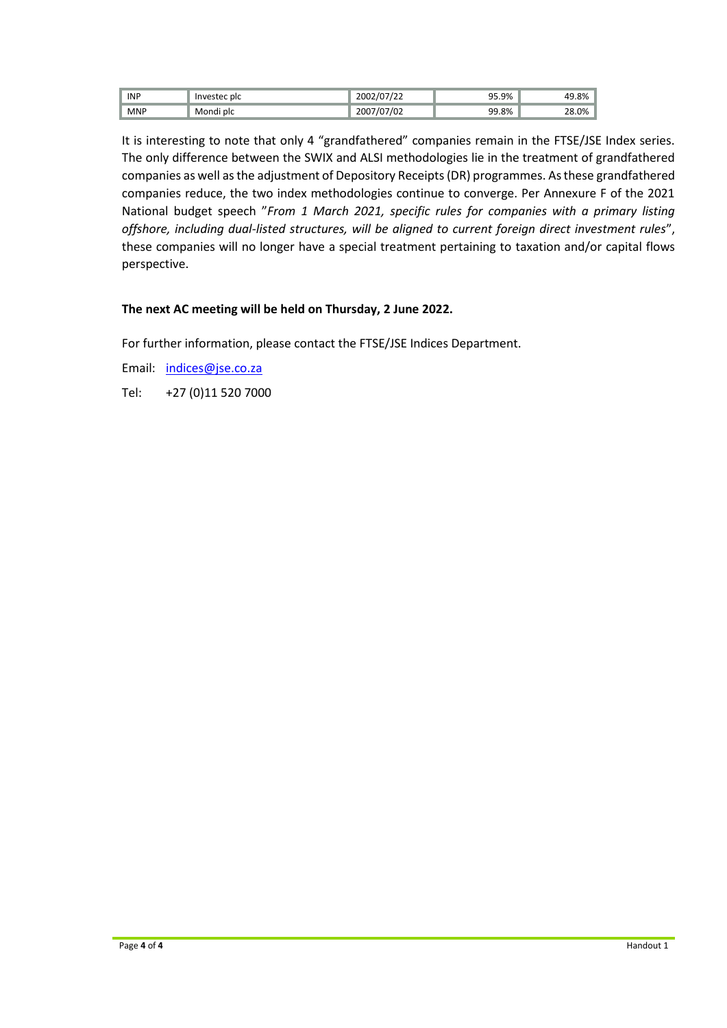| | | | | |
|---|---|---|---|---|
| INP | Investec plc | 2002/07/22 | 95.9% | 49.8% |
| MNP | Mondi plc | 2007/07/02 | 99.8% | 28.0% |

It is interesting to note that only 4 "grandfathered" companies remain in the FTSE/JSE Index series. The only difference between the SWIX and ALSI methodologies lie in the treatment of grandfathered companies as well as the adjustment of Depository Receipts (DR) programmes. As these grandfathered companies reduce, the two index methodologies continue to converge. Per Annexure F of the 2021 National budget speech "*From 1 March 2021, specific rules for companies with a primary listing offshore, including dual-listed structures, will be aligned to current foreign direct investment rules*", these companies will no longer have a special treatment pertaining to taxation and/or capital flows perspective.

**The next AC meeting will be held on Thursday, 2 June 2022.**

For further information, please contact the FTSE/JSE Indices Department.

Email: [indices@jse.co.za](mailto:indices@jse.co.za)

Tel: +27 (0)11 520 7000